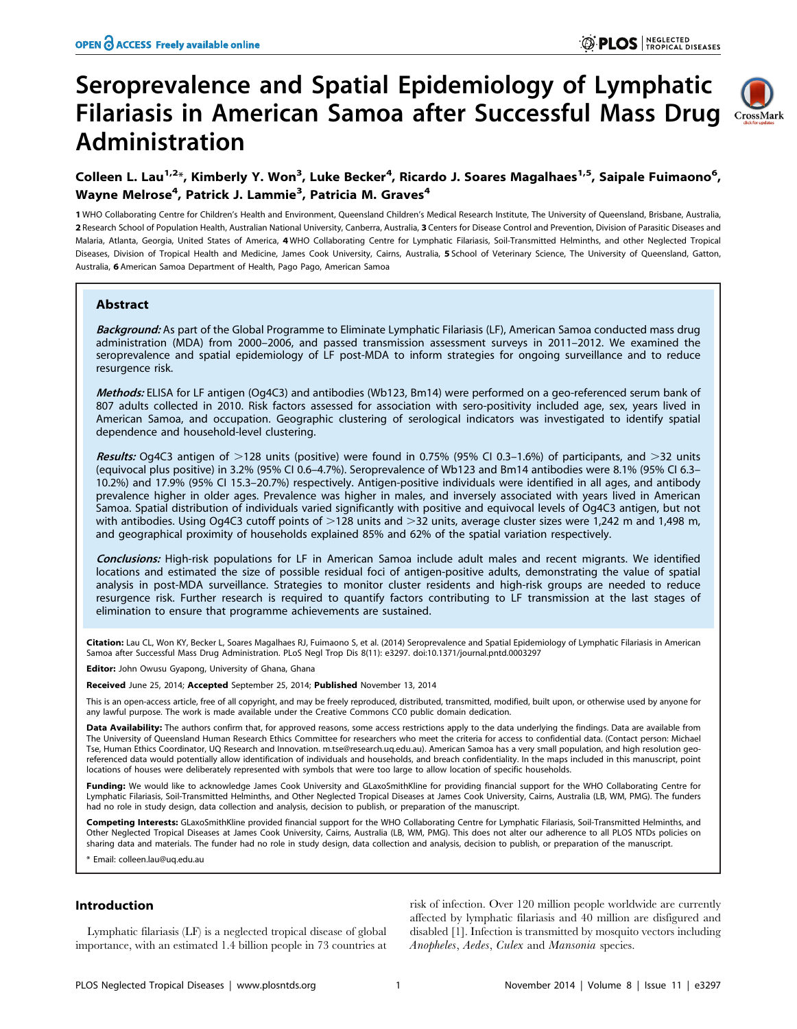# Seroprevalence and Spatial Epidemiology of Lymphatic Filariasis in American Samoa after Successful Mass Drug Administration

**Colleen L. Lau[1,2]*, Kimberly Y. Won[3], Luke Becker[4], Ricardo J. Soares Magalhaes[1,5], Saipale Fuimaono[6], Wayne Melrose[4], Patrick J. Lammie[3], Patricia M. Graves[4]**

**1** WHO Collaborating Centre for Children's Health and Environment, Queensland Children's Medical Research Institute, The University of Queensland, Brisbane, Australia, **2** Research School of Population Health, Australian National University, Canberra, Australia, **3** Centers for Disease Control and Prevention, Division of Parasitic Diseases and Malaria, Atlanta, Georgia, United States of America, **4** WHO Collaborating Centre for Lymphatic Filariasis, Soil-Transmitted Helminths, and other Neglected Tropical Diseases, Division of Tropical Health and Medicine, James Cook University, Cairns, Australia, **5** School of Veterinary Science, The University of Queensland, Gatton, Australia, **6** American Samoa Department of Health, Pago Pago, American Samoa

## Abstract

***Background:*** As part of the Global Programme to Eliminate Lymphatic Filariasis (LF), American Samoa conducted mass drug administration (MDA) from 2000–2006, and passed transmission assessment surveys in 2011–2012. We examined the seroprevalence and spatial epidemiology of LF post-MDA to inform strategies for ongoing surveillance and to reduce resurgence risk.

***Methods:*** ELISA for LF antigen (Og4C3) and antibodies (Wb123, Bm14) were performed on a geo-referenced serum bank of 807 adults collected in 2010. Risk factors assessed for association with sero-positivity included age, sex, years lived in American Samoa, and occupation. Geographic clustering of serological indicators was investigated to identify spatial dependence and household-level clustering.

***Results:*** Og4C3 antigen of >128 units (positive) were found in 0.75% (95% CI 0.3–1.6%) of participants, and >32 units (equivocal plus positive) in 3.2% (95% CI 0.6–4.7%). Seroprevalence of Wb123 and Bm14 antibodies were 8.1% (95% CI 6.3–10.2%) and 17.9% (95% CI 15.3–20.7%) respectively. Antigen-positive individuals were identified in all ages, and antibody prevalence higher in older ages. Prevalence was higher in males, and inversely associated with years lived in American Samoa. Spatial distribution of individuals varied significantly with positive and equivocal levels of Og4C3 antigen, but not with antibodies. Using Og4C3 cutoff points of >128 units and >32 units, average cluster sizes were 1,242 m and 1,498 m, and geographical proximity of households explained 85% and 62% of the spatial variation respectively.

***Conclusions:*** High-risk populations for LF in American Samoa include adult males and recent migrants. We identified locations and estimated the size of possible residual foci of antigen-positive adults, demonstrating the value of spatial analysis in post-MDA surveillance. Strategies to monitor cluster residents and high-risk groups are needed to reduce resurgence risk. Further research is required to quantify factors contributing to LF transmission at the last stages of elimination to ensure that programme achievements are sustained.

**Citation:** Lau CL, Won KY, Becker L, Soares Magalhaes RJ, Fuimaono S, et al. (2014) Seroprevalence and Spatial Epidemiology of Lymphatic Filariasis in American Samoa after Successful Mass Drug Administration. PLoS Negl Trop Dis 8(11): e3297. doi:10.1371/journal.pntd.0003297

**Editor:** John Owusu Gyapong, University of Ghana, Ghana

**Received** June 25, 2014; **Accepted** September 25, 2014; **Published** November 13, 2014

This is an open-access article, free of all copyright, and may be freely reproduced, distributed, transmitted, modified, built upon, or otherwise used by anyone for any lawful purpose. The work is made available under the Creative Commons CC0 public domain dedication.

**Data Availability:** The authors confirm that, for approved reasons, some access restrictions apply to the data underlying the findings. Data are available from The University of Queensland Human Research Ethics Committee for researchers who meet the criteria for access to confidential data. (Contact person: Michael Tse, Human Ethics Coordinator, UQ Research and Innovation. m.tse@research.uq.edu.au). American Samoa has a very small population, and high resolution geo-referenced data would potentially allow identification of individuals and households, and breach confidentiality. In the maps included in this manuscript, point locations of houses were deliberately represented with symbols that were too large to allow location of specific households.

**Funding:** We would like to acknowledge James Cook University and GLaxoSmithKline for providing financial support for the WHO Collaborating Centre for Lymphatic Filariasis, Soil-Transmitted Helminths, and Other Neglected Tropical Diseases at James Cook University, Cairns, Australia (LB, WM, PMG). The funders had no role in study design, data collection and analysis, decision to publish, or preparation of the manuscript.

**Competing Interests:** GLaxoSmithKline provided financial support for the WHO Collaborating Centre for Lymphatic Filariasis, Soil-Transmitted Helminths, and Other Neglected Tropical Diseases at James Cook University, Cairns, Australia (LB, WM, PMG). This does not alter our adherence to all PLOS NTDs policies on sharing data and materials. The funder had no role in study design, data collection and analysis, decision to publish, or preparation of the manuscript.

* Email: colleen.lau@uq.edu.au

## Introduction

Lymphatic filariasis (LF) is a neglected tropical disease of global importance, with an estimated 1.4 billion people in 73 countries at risk of infection. Over 120 million people worldwide are currently affected by lymphatic filariasis and 40 million are disfigured and disabled [1]. Infection is transmitted by mosquito vectors including *Anopheles*, *Aedes*, *Culex* and *Mansonia* species.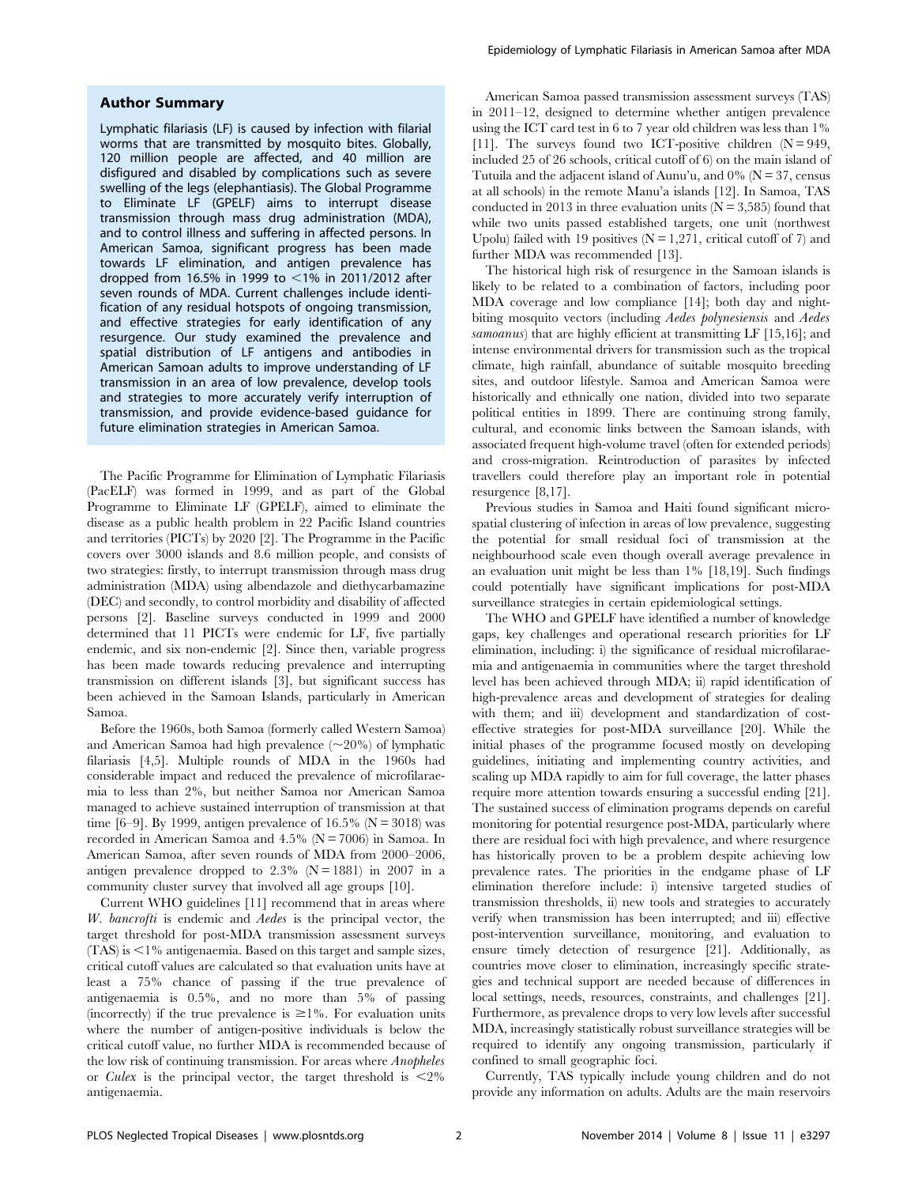## Author Summary

Lymphatic filariasis (LF) is caused by infection with filarial worms that are transmitted by mosquito bites. Globally, 120 million people are affected, and 40 million are disfigured and disabled by complications such as severe swelling of the legs (elephantiasis). The Global Programme to Eliminate LF (GPELF) aims to interrupt disease transmission through mass drug administration (MDA), and to control illness and suffering in affected persons. In American Samoa, significant progress has been made towards LF elimination, and antigen prevalence has dropped from 16.5% in 1999 to <1% in 2011/2012 after seven rounds of MDA. Current challenges include identification of any residual hotspots of ongoing transmission, and effective strategies for early identification of any resurgence. Our study examined the prevalence and spatial distribution of LF antigens and antibodies in American Samoan adults to improve understanding of LF transmission in an area of low prevalence, develop tools and strategies to more accurately verify interruption of transmission, and provide evidence-based guidance for future elimination strategies in American Samoa.

The Pacific Programme for Elimination of Lymphatic Filariasis (PacELF) was formed in 1999, and as part of the Global Programme to Eliminate LF (GPELF), aimed to eliminate the disease as a public health problem in 22 Pacific Island countries and territories (PICTs) by 2020 [2]. The Programme in the Pacific covers over 3000 islands and 8.6 million people, and consists of two strategies: firstly, to interrupt transmission through mass drug administration (MDA) using albendazole and diethycarbamazine (DEC) and secondly, to control morbidity and disability of affected persons [2]. Baseline surveys conducted in 1999 and 2000 determined that 11 PICTs were endemic for LF, five partially endemic, and six non-endemic [2]. Since then, variable progress has been made towards reducing prevalence and interrupting transmission on different islands [3], but significant success has been achieved in the Samoan Islands, particularly in American Samoa.

Before the 1960s, both Samoa (formerly called Western Samoa) and American Samoa had high prevalence (~20%) of lymphatic filariasis [4,5]. Multiple rounds of MDA in the 1960s had considerable impact and reduced the prevalence of microfilaraemia to less than 2%, but neither Samoa nor American Samoa managed to achieve sustained interruption of transmission at that time [6–9]. By 1999, antigen prevalence of 16.5% (N = 3018) was recorded in American Samoa and 4.5% (N = 7006) in Samoa. In American Samoa, after seven rounds of MDA from 2000–2006, antigen prevalence dropped to 2.3% (N = 1881) in 2007 in a community cluster survey that involved all age groups [10].

Current WHO guidelines [11] recommend that in areas where *W. bancrofti* is endemic and *Aedes* is the principal vector, the target threshold for post-MDA transmission assessment surveys (TAS) is <1% antigenaemia. Based on this target and sample sizes, critical cutoff values are calculated so that evaluation units have at least a 75% chance of passing if the true prevalence of antigenaemia is 0.5%, and no more than 5% of passing (incorrectly) if the true prevalence is ≥1%. For evaluation units where the number of antigen-positive individuals is below the critical cutoff value, no further MDA is recommended because of the low risk of continuing transmission. For areas where *Anopheles* or *Culex* is the principal vector, the target threshold is <2% antigenaemia.

American Samoa passed transmission assessment surveys (TAS) in 2011–12, designed to determine whether antigen prevalence using the ICT card test in 6 to 7 year old children was less than 1% [11]. The surveys found two ICT-positive children (N = 949, included 25 of 26 schools, critical cutoff of 6) on the main island of Tutuila and the adjacent island of Aunu'u, and 0% (N = 37, census at all schools) in the remote Manu'a islands [12]. In Samoa, TAS conducted in 2013 in three evaluation units (N = 3,585) found that while two units passed established targets, one unit (northwest Upolu) failed with 19 positives (N = 1,271, critical cutoff of 7) and further MDA was recommended [13].

The historical high risk of resurgence in the Samoan islands is likely to be related to a combination of factors, including poor MDA coverage and low compliance [14]; both day and night-biting mosquito vectors (including *Aedes polynesiensis* and *Aedes samoanus*) that are highly efficient at transmitting LF [15,16]; and intense environmental drivers for transmission such as the tropical climate, high rainfall, abundance of suitable mosquito breeding sites, and outdoor lifestyle. Samoa and American Samoa were historically and ethnically one nation, divided into two separate political entities in 1899. There are continuing strong family, cultural, and economic links between the Samoan islands, with associated frequent high-volume travel (often for extended periods) and cross-migration. Reintroduction of parasites by infected travellers could therefore play an important role in potential resurgence [8,17].

Previous studies in Samoa and Haiti found significant micro-spatial clustering of infection in areas of low prevalence, suggesting the potential for small residual foci of transmission at the neighbourhood scale even though overall average prevalence in an evaluation unit might be less than 1% [18,19]. Such findings could potentially have significant implications for post-MDA surveillance strategies in certain epidemiological settings.

The WHO and GPELF have identified a number of knowledge gaps, key challenges and operational research priorities for LF elimination, including: i) the significance of residual microfilaraemia and antigenaemia in communities where the target threshold level has been achieved through MDA; ii) rapid identification of high-prevalence areas and development of strategies for dealing with them; and iii) development and standardization of cost-effective strategies for post-MDA surveillance [20]. While the initial phases of the programme focused mostly on developing guidelines, initiating and implementing country activities, and scaling up MDA rapidly to aim for full coverage, the latter phases require more attention towards ensuring a successful ending [21]. The sustained success of elimination programs depends on careful monitoring for potential resurgence post-MDA, particularly where there are residual foci with high prevalence, and where resurgence has historically proven to be a problem despite achieving low prevalence rates. The priorities in the endgame phase of LF elimination therefore include: i) intensive targeted studies of transmission thresholds, ii) new tools and strategies to accurately verify when transmission has been interrupted; and iii) effective post-intervention surveillance, monitoring, and evaluation to ensure timely detection of resurgence [21]. Additionally, as countries move closer to elimination, increasingly specific strategies and technical support are needed because of differences in local settings, needs, resources, constraints, and challenges [21]. Furthermore, as prevalence drops to very low levels after successful MDA, increasingly statistically robust surveillance strategies will be required to identify any ongoing transmission, particularly if confined to small geographic foci.

Currently, TAS typically include young children and do not provide any information on adults. Adults are the main reservoirs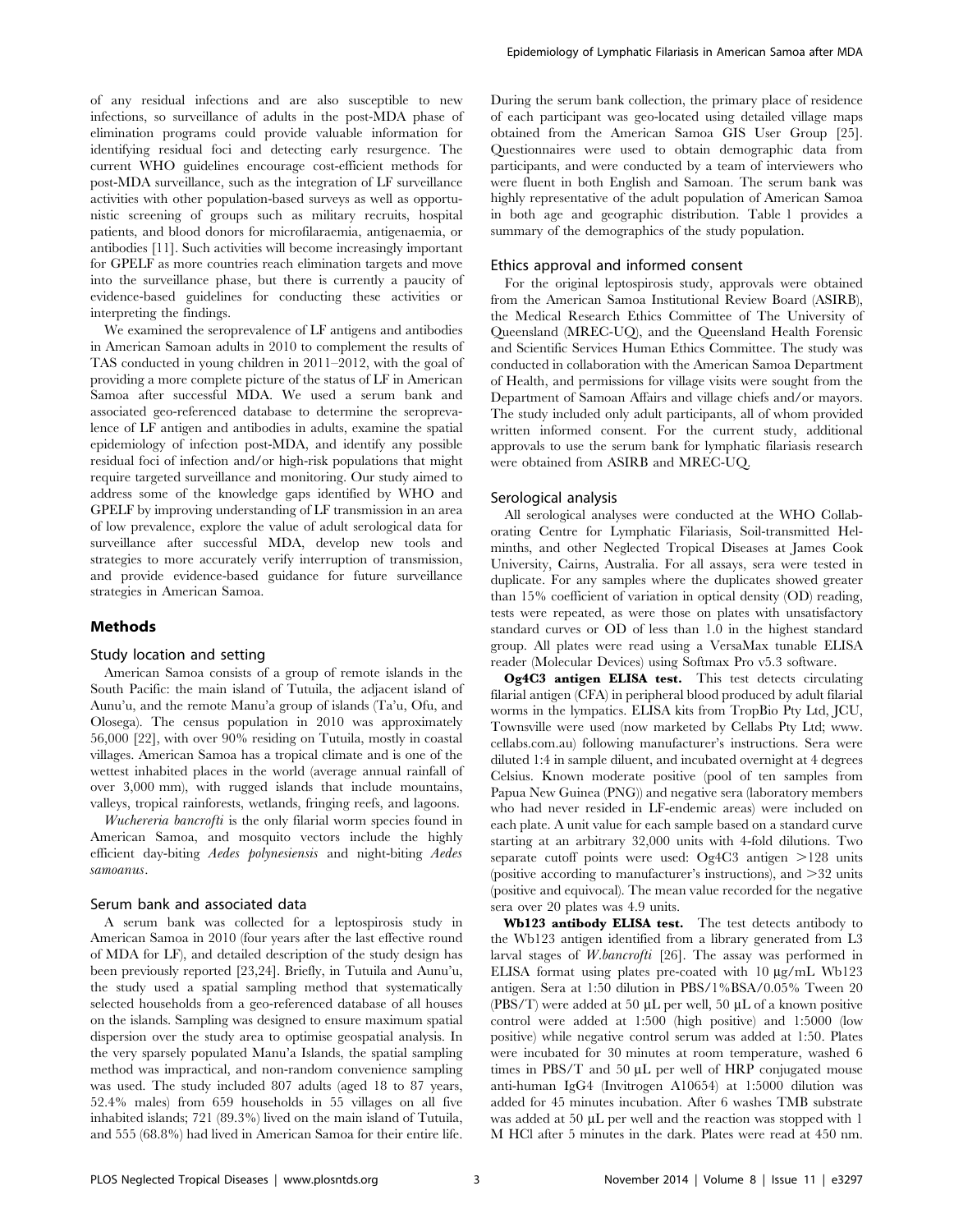of any residual infections and are also susceptible to new infections, so surveillance of adults in the post-MDA phase of elimination programs could provide valuable information for identifying residual foci and detecting early resurgence. The current WHO guidelines encourage cost-efficient methods for post-MDA surveillance, such as the integration of LF surveillance activities with other population-based surveys as well as opportunistic screening of groups such as military recruits, hospital patients, and blood donors for microfilaraemia, antigenaemia, or antibodies [11]. Such activities will become increasingly important for GPELF as more countries reach elimination targets and move into the surveillance phase, but there is currently a paucity of evidence-based guidelines for conducting these activities or interpreting the findings.

We examined the seroprevalence of LF antigens and antibodies in American Samoan adults in 2010 to complement the results of TAS conducted in young children in 2011–2012, with the goal of providing a more complete picture of the status of LF in American Samoa after successful MDA. We used a serum bank and associated geo-referenced database to determine the seroprevalence of LF antigen and antibodies in adults, examine the spatial epidemiology of infection post-MDA, and identify any possible residual foci of infection and/or high-risk populations that might require targeted surveillance and monitoring. Our study aimed to address some of the knowledge gaps identified by WHO and GPELF by improving understanding of LF transmission in an area of low prevalence, explore the value of adult serological data for surveillance after successful MDA, develop new tools and strategies to more accurately verify interruption of transmission, and provide evidence-based guidance for future surveillance strategies in American Samoa.

## Methods

### Study location and setting

American Samoa consists of a group of remote islands in the South Pacific: the main island of Tutuila, the adjacent island of Aunu'u, and the remote Manu'a group of islands (Ta'u, Ofu, and Olosega). The census population in 2010 was approximately 56,000 [22], with over 90% residing on Tutuila, mostly in coastal villages. American Samoa has a tropical climate and is one of the wettest inhabited places in the world (average annual rainfall of over 3,000 mm), with rugged islands that include mountains, valleys, tropical rainforests, wetlands, fringing reefs, and lagoons.

*Wuchereria bancrofti* is the only filarial worm species found in American Samoa, and mosquito vectors include the highly efficient day-biting *Aedes polynesiensis* and night-biting *Aedes samoanus*.

### Serum bank and associated data

A serum bank was collected for a leptospirosis study in American Samoa in 2010 (four years after the last effective round of MDA for LF), and detailed description of the study design has been previously reported [23,24]. Briefly, in Tutuila and Aunu'u, the study used a spatial sampling method that systematically selected households from a geo-referenced database of all houses on the islands. Sampling was designed to ensure maximum spatial dispersion over the study area to optimise geospatial analysis. In the very sparsely populated Manu'a Islands, the spatial sampling method was impractical, and non-random convenience sampling was used. The study included 807 adults (aged 18 to 87 years, 52.4% males) from 659 households in 55 villages on all five inhabited islands; 721 (89.3%) lived on the main island of Tutuila, and 555 (68.8%) had lived in American Samoa for their entire life. During the serum bank collection, the primary place of residence of each participant was geo-located using detailed village maps obtained from the American Samoa GIS User Group [25]. Questionnaires were used to obtain demographic data from participants, and were conducted by a team of interviewers who were fluent in both English and Samoan. The serum bank was highly representative of the adult population of American Samoa in both age and geographic distribution. Table 1 provides a summary of the demographics of the study population.

### Ethics approval and informed consent

For the original leptospirosis study, approvals were obtained from the American Samoa Institutional Review Board (ASIRB), the Medical Research Ethics Committee of The University of Queensland (MREC-UQ), and the Queensland Health Forensic and Scientific Services Human Ethics Committee. The study was conducted in collaboration with the American Samoa Department of Health, and permissions for village visits were sought from the Department of Samoan Affairs and village chiefs and/or mayors. The study included only adult participants, all of whom provided written informed consent. For the current study, additional approvals to use the serum bank for lymphatic filariasis research were obtained from ASIRB and MREC-UQ.

### Serological analysis

All serological analyses were conducted at the WHO Collaborating Centre for Lymphatic Filariasis, Soil-transmitted Helminths, and other Neglected Tropical Diseases at James Cook University, Cairns, Australia. For all assays, sera were tested in duplicate. For any samples where the duplicates showed greater than 15% coefficient of variation in optical density (OD) reading, tests were repeated, as were those on plates with unsatisfactory standard curves or OD of less than 1.0 in the highest standard group. All plates were read using a VersaMax tunable ELISA reader (Molecular Devices) using Softmax Pro v5.3 software.

**Og4C3 antigen ELISA test.** This test detects circulating filarial antigen (CFA) in peripheral blood produced by adult filarial worms in the lymphatics. ELISA kits from TropBio Pty Ltd, JCU, Townsville were used (now marketed by Cellabs Pty Ltd; www.cellabs.com.au) following manufacturer's instructions. Sera were diluted 1:4 in sample diluent, and incubated overnight at 4 degrees Celsius. Known moderate positive (pool of ten samples from Papua New Guinea (PNG)) and negative sera (laboratory members who had never resided in LF-endemic areas) were included on each plate. A unit value for each sample based on a standard curve starting at an arbitrary 32,000 units with 4-fold dilutions. Two separate cutoff points were used: Og4C3 antigen >128 units (positive according to manufacturer's instructions), and >32 units (positive and equivocal). The mean value recorded for the negative sera over 20 plates was 4.9 units.

**Wb123 antibody ELISA test.** The test detects antibody to the Wb123 antigen identified from a library generated from L3 larval stages of *W.bancrofti* [26]. The assay was performed in ELISA format using plates pre-coated with 10 µg/mL Wb123 antigen. Sera at 1:50 dilution in PBS/1%BSA/0.05% Tween 20 (PBS/T) were added at 50 µL per well, 50 µL of a known positive control were added at 1:500 (high positive) and 1:5000 (low positive) while negative control serum was added at 1:50. Plates were incubated for 30 minutes at room temperature, washed 6 times in PBS/T and 50 µL per well of HRP conjugated mouse anti-human IgG4 (Invitrogen A10654) at 1:5000 dilution was added for 45 minutes incubation. After 6 washes TMB substrate was added at 50 µL per well and the reaction was stopped with 1 M HCl after 5 minutes in the dark. Plates were read at 450 nm.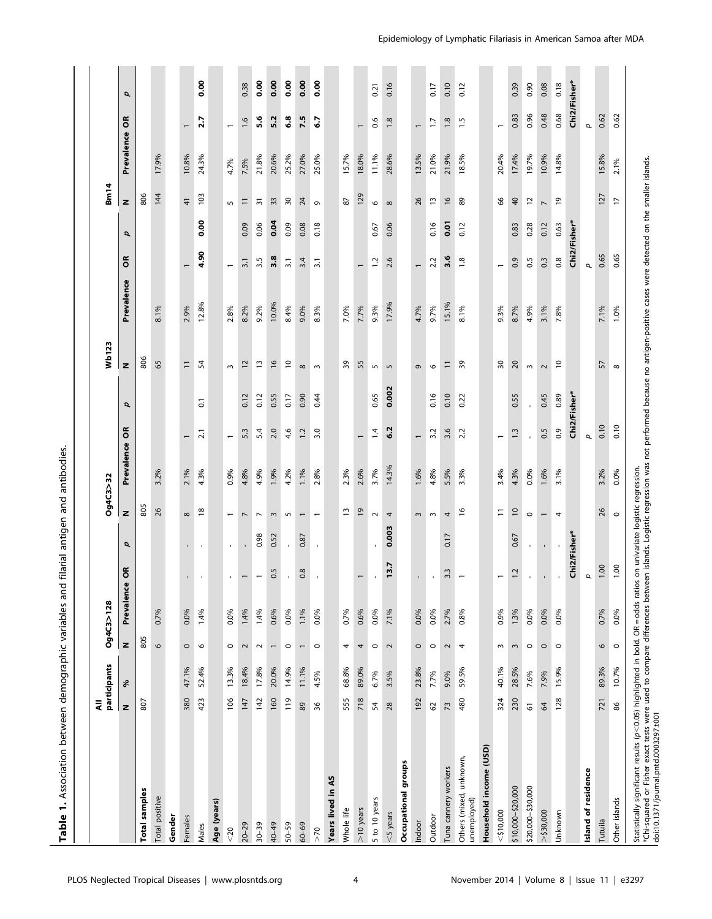**Table 1.** Association between demographic variables and filarial antigen and antibodies.

| | All participants | | Og4C3>128 | | | | Og4C3>32 | | | | Wb123 | | | | Bm14 | | | |
|---|---|---|---|---|---|---|---|---|---|---|---|---|---|---|---|---|---|---|
| | N | % | N | Prevalence | OR | p | N | Prevalence | OR | p | N | Prevalence | OR | p | N | Prevalence | OR | p |
| **Total samples** | 807 | | 805 | | | | 805 | | | | 806 | | | | 806 | | | |
| Total positive | | | 6 | 0.7% | | | 26 | 3.2% | | | 65 | 8.1% | | | 144 | 17.9% | | |
| **Gender** | | | | | | | | | | | | | | | | | | |
| Females | 380 | 47.1% | 0 | 0.0% | - | - | 8 | 2.1% | 1 | | 11 | 2.9% | 1 | | 41 | 10.8% | 1 | |
| Males | 423 | 52.4% | 6 | 1.4% | - | - | 18 | 4.3% | 2.1 | 0.1 | 54 | 12.8% | **4.90** | **0.00** | 103 | 24.3% | **2.7** | **0.00** |
| **Age (years)** | | | | | | | | | | | | | | | | | | |
| <20 | 106 | 13.3% | 0 | 0.0% | - | - | 1 | 0.9% | 1 | | 3 | 2.8% | 1 | | 5 | 4.7% | 1 | |
| 20–29 | 147 | 18.4% | 2 | 1.4% | 1 | - | 7 | 4.8% | 5.3 | 0.12 | 12 | 8.2% | 3.1 | 0.09 | 11 | 7.5% | 1.6 | 0.38 |
| 30–39 | 142 | 17.8% | 2 | 1.4% | 1 | 0.98 | 7 | 4.9% | 5.4 | 0.12 | 13 | 9.2% | 3.5 | 0.06 | 31 | 21.8% | **5.6** | **0.00** |
| 40–49 | 160 | 20.0% | 1 | 0.6% | 0.5 | 0.52 | 3 | 1.9% | 2.0 | 0.55 | 16 | 10.0% | **3.8** | **0.04** | 33 | 20.6% | **5.2** | **0.00** |
| 50–59 | 119 | 14.9% | 0 | 0.0% | - | - | 5 | 4.2% | 4.6 | 0.17 | 10 | 8.4% | 3.1 | 0.09 | 30 | 25.2% | **6.8** | **0.00** |
| 60–69 | 89 | 11.1% | 1 | 1.1% | 0.8 | 0.87 | 1 | 1.1% | 1.2 | 0.90 | 8 | 9.0% | 3.4 | 0.08 | 24 | 27.0% | **7.5** | **0.00** |
| >70 | 36 | 4.5% | 0 | 0.0% | - | - | 1 | 2.8% | 3.0 | 0.44 | 3 | 8.3% | 3.1 | 0.18 | 9 | 25.0% | **6.7** | **0.00** |
| **Years lived in AS** | | | | | | | | | | | | | | | | | | |
| Whole life | 555 | 68.8% | 4 | 0.7% | | | 13 | 2.3% | | | 39 | 7.0% | | | 87 | 15.7% | | |
| >10 years | 718 | 89.0% | 4 | 0.6% | 1 | | 19 | 2.6% | 1 | | 55 | 7.7% | 1 | | 129 | 18.0% | 1 | |
| 5 to 10 years | 54 | 6.7% | 0 | 0.0% | - | - | 2 | 3.7% | 1.4 | 0.65 | 5 | 9.3% | 1.2 | 0.67 | 6 | 11.1% | 0.6 | 0.21 |
| <5 years | 28 | 3.5% | 2 | 7.1% | **13.7** | **0.003** | 4 | 14.3% | **6.2** | **0.002** | 5 | 17.9% | 2.6 | 0.06 | 8 | 28.6% | 1.8 | 0.16 |
| **Occupational groups** | | | | | | | | | | | | | | | | | | |
| Indoor | 192 | 23.8% | 0 | 0.0% | - | | 3 | 1.6% | 1 | | 9 | 4.7% | 1 | | 26 | 13.5% | 1 | |
| Outdoor | 62 | 7.7% | 0 | 0.0% | - | | 3 | 4.8% | 3.2 | 0.16 | 6 | 9.7% | 2.2 | 0.16 | 13 | 21.0% | 1.7 | 0.17 |
| Tuna cannery workers | 73 | 9.0% | 2 | 2.7% | 3.3 | 0.17 | 4 | 5.5% | 3.6 | 0.10 | 11 | 15.1% | **3.6** | **0.01** | 16 | 21.9% | 1.8 | 0.10 |
| Others (mixed, unknown, unemployed) | 480 | 59.5% | 4 | 0.8% | 1 | | 16 | 3.3% | 2.2 | 0.22 | 39 | 8.1% | 1.8 | 0.12 | 89 | 18.5% | 1.5 | 0.12 |
| **Household income (USD)** | | | | | | | | | | | | | | | | | | |
| <$10,000 | 324 | 40.1% | 3 | 0.9% | 1 | | 11 | 3.4% | 1 | | 30 | 9.3% | 1 | | 66 | 20.4% | 1 | |
| $10,000–$20,000 | 230 | 28.5% | 3 | 1.3% | 1.2 | 0.67 | 10 | 4.3% | 1.3 | 0.55 | 20 | 8.7% | 0.9 | 0.83 | 40 | 17.4% | 0.83 | 0.39 |
| $20,000–$30,000 | 61 | 7.6% | 0 | 0.0% | - | - | 0 | 0.0% | - | - | 3 | 4.9% | 0.5 | 0.28 | 12 | 19.7% | 0.96 | 0.90 |
| >$30,000 | 64 | 7.9% | 0 | 0.0% | - | - | 1 | 1.6% | 0.5 | 0.45 | 2 | 3.1% | 0.3 | 0.12 | 7 | 10.9% | 0.48 | 0.08 |
| Unknown | 128 | 15.9% | 0 | 0.0% | - | - | 4 | 3.1% | 0.9 | 0.89 | 10 | 7.8% | 0.8 | 0.63 | 19 | 14.8% | 0.68 | 0.18 |
| | | | | | Chi2/Fisher* | | | | Chi2/Fisher* | | | | Chi2/Fisher* | | | | Chi2/Fisher* | |
| **Island of residence** | | | | | p | | | | p | | | | p | | | | p | |
| Tutuila | 721 | 89.3% | 6 | 0.7% | 1.00 | | 26 | 3.2% | 0.10 | | 57 | 7.1% | 0.65 | | 127 | 15.8% | 0.62 | |
| Other islands | 86 | 10.7% | 0 | 0.0% | 1.00 | | 0 | 0.0% | 0.10 | | 8 | 1.0% | 0.65 | | 17 | 2.1% | 0.62 | |

Statistically significant results ($p<0.05$) highlighted in bold. OR = odds ratios on univariate logistic regression.
*Chi-squared or Fisher exact tests were used to compare differences between islands. Logistic regression was not performed because no antigen-positive cases were detected on the smaller islands.
doi:10.1371/journal.pntd.0003297.t001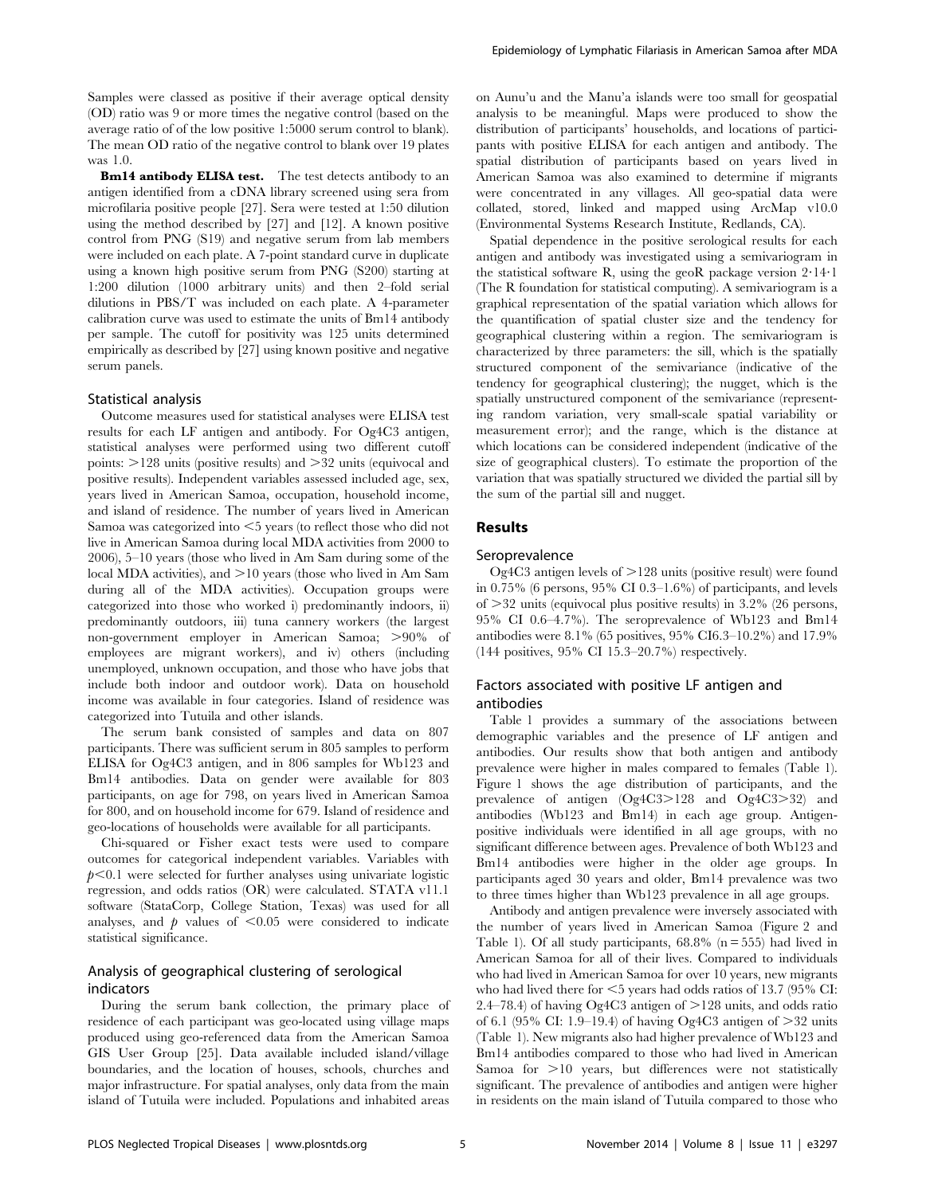Samples were classed as positive if their average optical density (OD) ratio was 9 or more times the negative control (based on the average ratio of of the low positive 1:5000 serum control to blank). The mean OD ratio of the negative control to blank over 19 plates was 1.0.

**Bm14 antibody ELISA test.** The test detects antibody to an antigen identified from a cDNA library screened using sera from microfilaria positive people [27]. Sera were tested at 1:50 dilution using the method described by [27] and [12]. A known positive control from PNG (S19) and negative serum from lab members were included on each plate. A 7-point standard curve in duplicate using a known high positive serum from PNG (S200) starting at 1:200 dilution (1000 arbitrary units) and then 2–fold serial dilutions in PBS/T was included on each plate. A 4-parameter calibration curve was used to estimate the units of Bm14 antibody per sample. The cutoff for positivity was 125 units determined empirically as described by [27] using known positive and negative serum panels.

### Statistical analysis

Outcome measures used for statistical analyses were ELISA test results for each LF antigen and antibody. For Og4C3 antigen, statistical analyses were performed using two different cutoff points: >128 units (positive results) and >32 units (equivocal and positive results). Independent variables assessed included age, sex, years lived in American Samoa, occupation, household income, and island of residence. The number of years lived in American Samoa was categorized into <5 years (to reflect those who did not live in American Samoa during local MDA activities from 2000 to 2006), 5–10 years (those who lived in Am Sam during some of the local MDA activities), and >10 years (those who lived in Am Sam during all of the MDA activities). Occupation groups were categorized into those who worked i) predominantly indoors, ii) predominantly outdoors, iii) tuna cannery workers (the largest non-government employer in American Samoa; >90% of employees are migrant workers), and iv) others (including unemployed, unknown occupation, and those who have jobs that include both indoor and outdoor work). Data on household income was available in four categories. Island of residence was categorized into Tutuila and other islands.

The serum bank consisted of samples and data on 807 participants. There was sufficient serum in 805 samples to perform ELISA for Og4C3 antigen, and in 806 samples for Wb123 and Bm14 antibodies. Data on gender were available for 803 participants, on age for 798, on years lived in American Samoa for 800, and on household income for 679. Island of residence and geo-locations of households were available for all participants.

Chi-squared or Fisher exact tests were used to compare outcomes for categorical independent variables. Variables with $p<0.1$ were selected for further analyses using univariate logistic regression, and odds ratios (OR) were calculated. STATA v11.1 software (StataCorp, College Station, Texas) was used for all analyses, and $p$ values of $<0.05$ were considered to indicate statistical significance.

### Analysis of geographical clustering of serological indicators

During the serum bank collection, the primary place of residence of each participant was geo-located using village maps produced using geo-referenced data from the American Samoa GIS User Group [25]. Data available included island/village boundaries, and the location of houses, schools, churches and major infrastructure. For spatial analyses, only data from the main island of Tutuila were included. Populations and inhabited areas on Aunu'u and the Manu'a islands were too small for geospatial analysis to be meaningful. Maps were produced to show the distribution of participants' households, and locations of participants with positive ELISA for each antigen and antibody. The spatial distribution of participants based on years lived in American Samoa was also examined to determine if migrants were concentrated in any villages. All geo-spatial data were collated, stored, linked and mapped using ArcMap v10.0 (Environmental Systems Research Institute, Redlands, CA).

Spatial dependence in the positive serological results for each antigen and antibody was investigated using a semivariogram in the statistical software R, using the geoR package version 2·14·1 (The R foundation for statistical computing). A semivariogram is a graphical representation of the spatial variation which allows for the quantification of spatial cluster size and the tendency for geographical clustering within a region. The semivariogram is characterized by three parameters: the sill, which is the spatially structured component of the semivariance (indicative of the tendency for geographical clustering); the nugget, which is the spatially unstructured component of the semivariance (representing random variation, very small-scale spatial variability or measurement error); and the range, which is the distance at which locations can be considered independent (indicative of the size of geographical clusters). To estimate the proportion of the variation that was spatially structured we divided the partial sill by the sum of the partial sill and nugget.

## Results

### Seroprevalence

Og4C3 antigen levels of >128 units (positive result) were found in 0.75% (6 persons, 95% CI 0.3–1.6%) of participants, and levels of >32 units (equivocal plus positive results) in 3.2% (26 persons, 95% CI 0.6–4.7%). The seroprevalence of Wb123 and Bm14 antibodies were 8.1% (65 positives, 95% CI6.3–10.2%) and 17.9% (144 positives, 95% CI 15.3–20.7%) respectively.

### Factors associated with positive LF antigen and antibodies

Table 1 provides a summary of the associations between demographic variables and the presence of LF antigen and antibodies. Our results show that both antigen and antibody prevalence were higher in males compared to females (Table 1). Figure 1 shows the age distribution of participants, and the prevalence of antigen (Og4C3>128 and Og4C3>32) and antibodies (Wb123 and Bm14) in each age group. Antigen-positive individuals were identified in all age groups, with no significant difference between ages. Prevalence of both Wb123 and Bm14 antibodies were higher in the older age groups. In participants aged 30 years and older, Bm14 prevalence was two to three times higher than Wb123 prevalence in all age groups.

Antibody and antigen prevalence were inversely associated with the number of years lived in American Samoa (Figure 2 and Table 1). Of all study participants, 68.8% (n = 555) had lived in American Samoa for all of their lives. Compared to individuals who had lived in American Samoa for over 10 years, new migrants who had lived there for <5 years had odds ratios of 13.7 (95% CI: 2.4–78.4) of having Og4C3 antigen of >128 units, and odds ratio of 6.1 (95% CI: 1.9–19.4) of having Og4C3 antigen of >32 units (Table 1). New migrants also had higher prevalence of Wb123 and Bm14 antibodies compared to those who had lived in American Samoa for >10 years, but differences were not statistically significant. The prevalence of antibodies and antigen were higher in residents on the main island of Tutuila compared to those who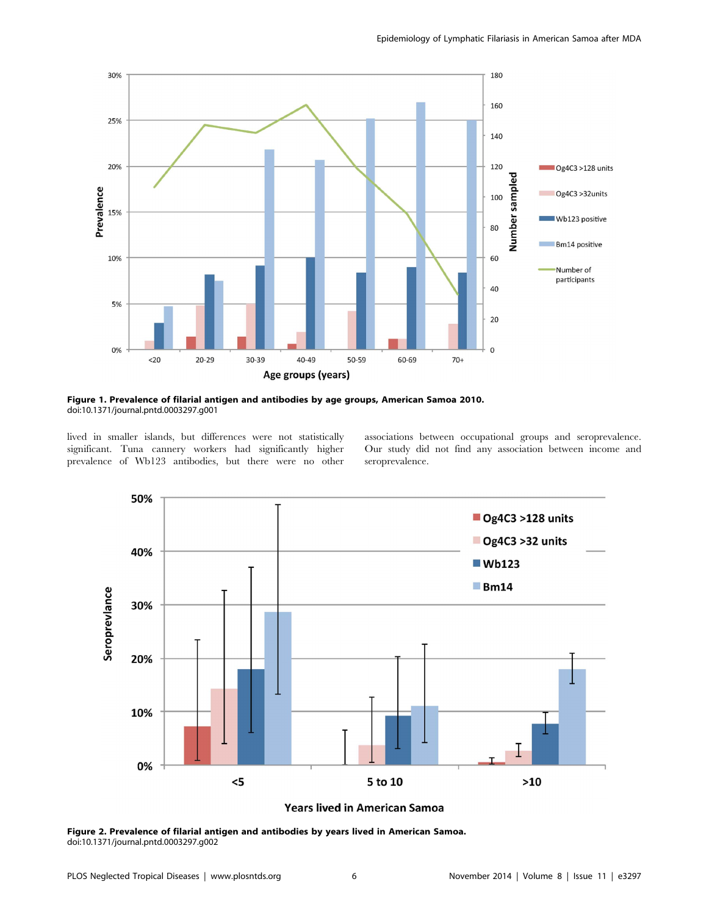Figure 1. Prevalence of filarial antigen and antibodies by age groups, American Samoa 2010.
doi:10.1371/journal.pntd.0003297.g001

lived in smaller islands, but differences were not statistically significant. Tuna cannery workers had significantly higher prevalence of Wb123 antibodies, but there were no other associations between occupational groups and seroprevalence. Our study did not find any association between income and seroprevalence.

Figure 2. Prevalence of filarial antigen and antibodies by years lived in American Samoa.
doi:10.1371/journal.pntd.0003297.g002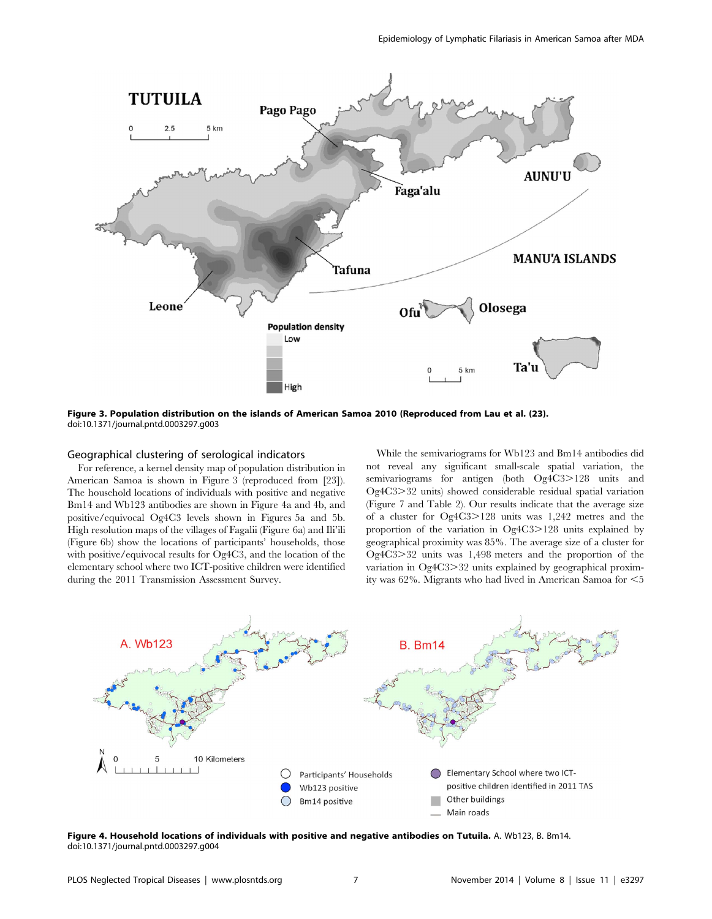**Figure 3. Population distribution on the islands of American Samoa 2010 (Reproduced from Lau et al. (23).**
doi:10.1371/journal.pntd.0003297.g003

## Geographical clustering of serological indicators

For reference, a kernel density map of population distribution in American Samoa is shown in Figure 3 (reproduced from [23]). The household locations of individuals with positive and negative Bm14 and Wb123 antibodies are shown in Figure 4a and 4b, and positive/equivocal Og4C3 levels shown in Figures 5a and 5b. High resolution maps of the villages of Fagalii (Figure 6a) and Ili'ili (Figure 6b) show the locations of participants' households, those with positive/equivocal results for Og4C3, and the location of the elementary school where two ICT-positive children were identified during the 2011 Transmission Assessment Survey.

While the semivariograms for Wb123 and Bm14 antibodies did not reveal any significant small-scale spatial variation, the semivariograms for antigen (both Og4C3>128 units and Og4C3>32 units) showed considerable residual spatial variation (Figure 7 and Table 2). Our results indicate that the average size of a cluster for Og4C3>128 units was 1,242 metres and the proportion of the variation in Og4C3>128 units explained by geographical proximity was 85%. The average size of a cluster for Og4C3>32 units was 1,498 meters and the proportion of the variation in Og4C3>32 units explained by geographical proximity was 62%. Migrants who had lived in American Samoa for <5

**Figure 4. Household locations of individuals with positive and negative antibodies on Tutuila.** A. Wb123, B. Bm14.
doi:10.1371/journal.pntd.0003297.g004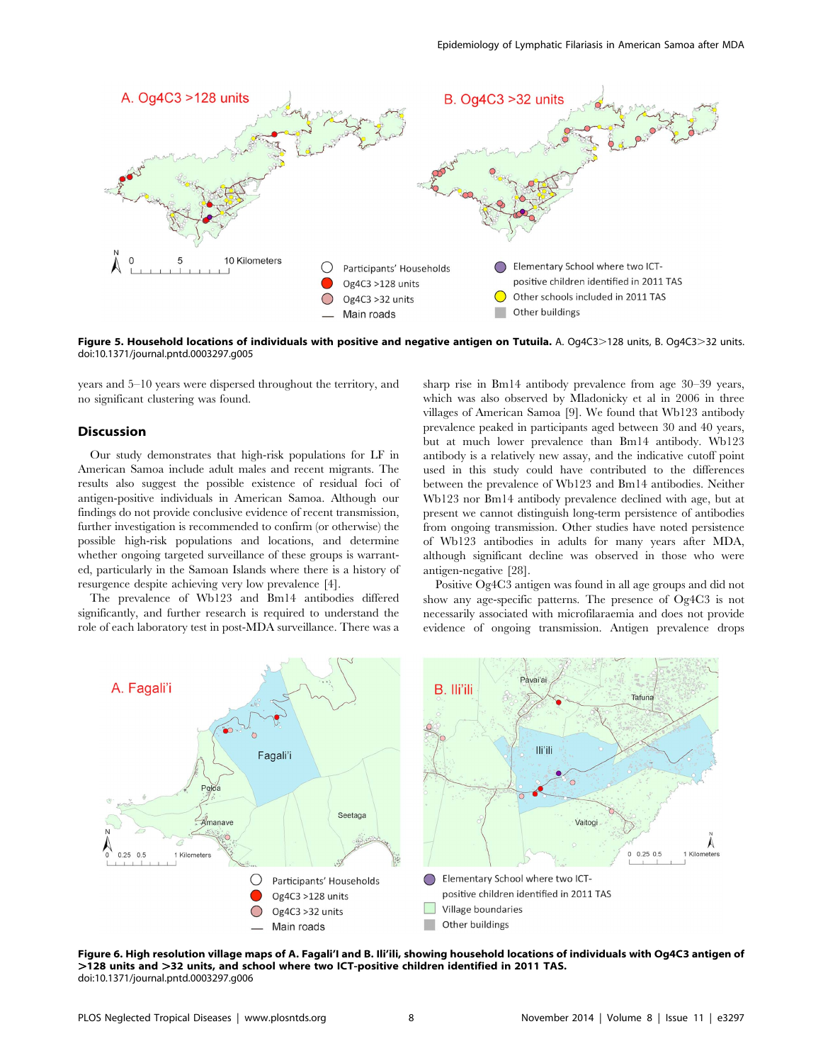**Figure 5. Household locations of individuals with positive and negative antigen on Tutuila.** A. Og4C3>128 units, B. Og4C3>32 units.
doi:10.1371/journal.pntd.0003297.g005

years and 5–10 years were dispersed throughout the territory, and no significant clustering was found.

## Discussion

Our study demonstrates that high-risk populations for LF in American Samoa include adult males and recent migrants. The results also suggest the possible existence of residual foci of antigen-positive individuals in American Samoa. Although our findings do not provide conclusive evidence of recent transmission, further investigation is recommended to confirm (or otherwise) the possible high-risk populations and locations, and determine whether ongoing targeted surveillance of these groups is warranted, particularly in the Samoan Islands where there is a history of resurgence despite achieving very low prevalence [4].

The prevalence of Wb123 and Bm14 antibodies differed significantly, and further research is required to understand the role of each laboratory test in post-MDA surveillance. There was a sharp rise in Bm14 antibody prevalence from age 30–39 years, which was also observed by Mladonicky et al in 2006 in three villages of American Samoa [9]. We found that Wb123 antibody prevalence peaked in participants aged between 30 and 40 years, but at much lower prevalence than Bm14 antibody. Wb123 antibody is a relatively new assay, and the indicative cutoff point used in this study could have contributed to the differences between the prevalence of Wb123 and Bm14 antibodies. Neither Wb123 nor Bm14 antibody prevalence declined with age, but at present we cannot distinguish long-term persistence of antibodies from ongoing transmission. Other studies have noted persistence of Wb123 antibodies in adults for many years after MDA, although significant decline was observed in those who were antigen-negative [28].

Positive Og4C3 antigen was found in all age groups and did not show any age-specific patterns. The presence of Og4C3 is not necessarily associated with microfilaraemia and does not provide evidence of ongoing transmission. Antigen prevalence drops

**Figure 6. High resolution village maps of A. Fagali'I and B. Ili'ili, showing household locations of individuals with Og4C3 antigen of >128 units and >32 units, and school where two ICT-positive children identified in 2011 TAS.**
doi:10.1371/journal.pntd.0003297.g006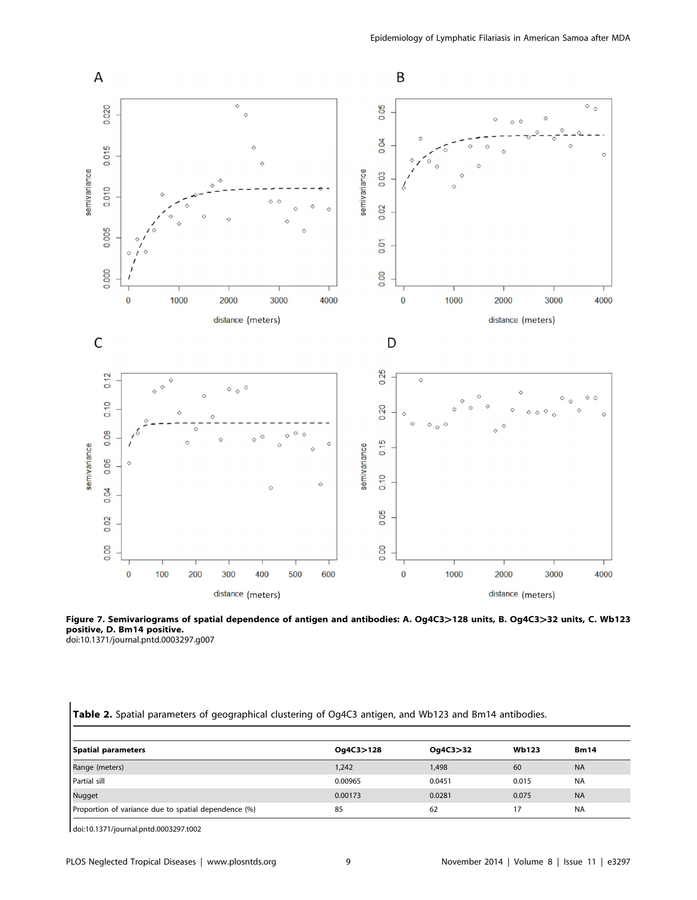**Figure 7. Semivariograms of spatial dependence of antigen and antibodies: A. Og4C3>128 units, B. Og4C3>32 units, C. Wb123 positive, D. Bm14 positive.**
doi:10.1371/journal.pntd.0003297.g007

**Table 2.** Spatial parameters of geographical clustering of Og4C3 antigen, and Wb123 and Bm14 antibodies.

| Spatial parameters | Og4C3>128 | Og4C3>32 | Wb123 | Bm14 |
|---|---|---|---|---|
| Range (meters) | 1,242 | 1,498 | 60 | NA |
| Partial sill | 0.00965 | 0.0451 | 0.015 | NA |
| Nugget | 0.00173 | 0.0281 | 0.075 | NA |
| Proportion of variance due to spatial dependence (%) | 85 | 62 | 17 | NA |

doi:10.1371/journal.pntd.0003297.t002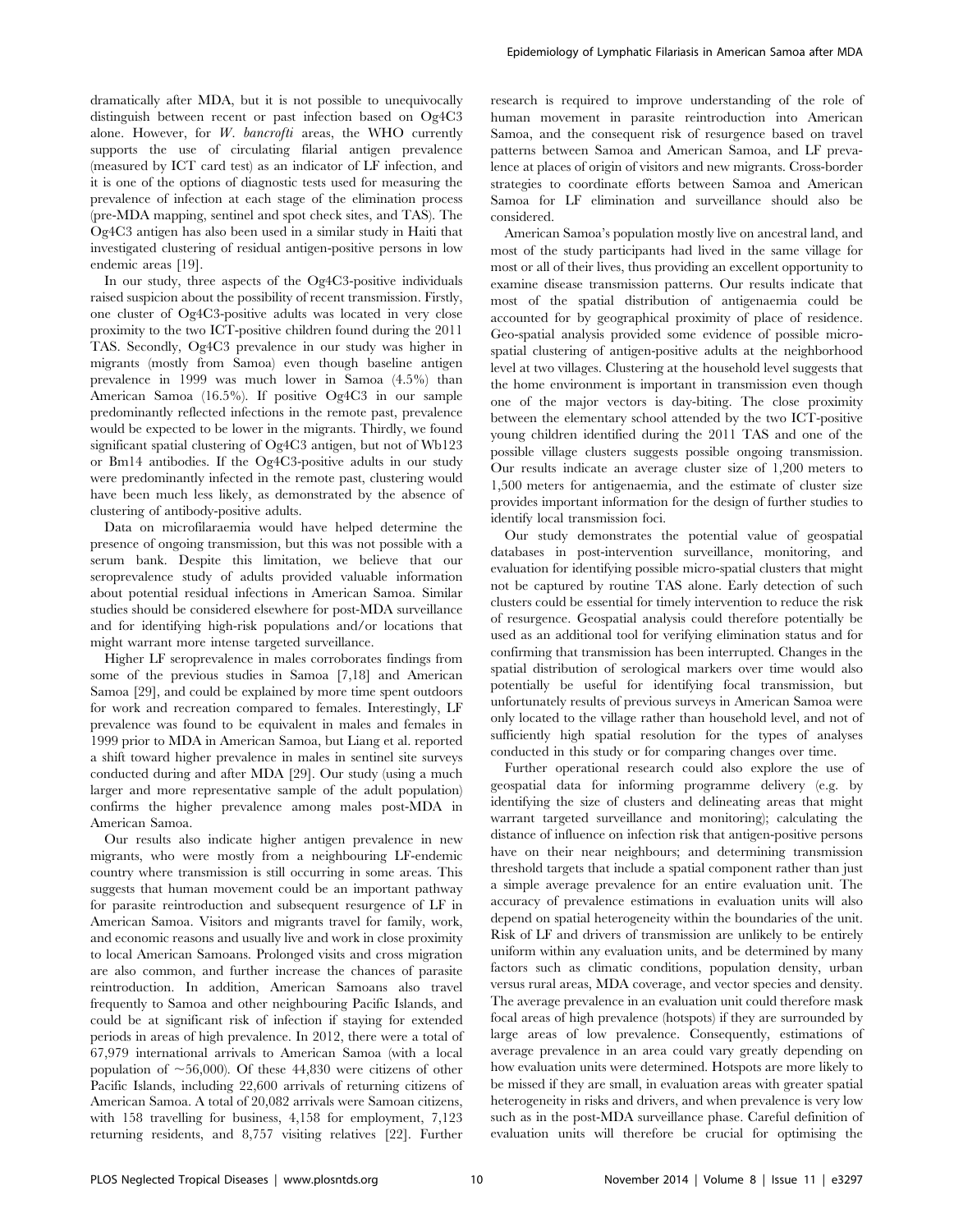dramatically after MDA, but it is not possible to unequivocally distinguish between recent or past infection based on Og4C3 alone. However, for *W. bancrofti* areas, the WHO currently supports the use of circulating filarial antigen prevalence (measured by ICT card test) as an indicator of LF infection, and it is one of the options of diagnostic tests used for measuring the prevalence of infection at each stage of the elimination process (pre-MDA mapping, sentinel and spot check sites, and TAS). The Og4C3 antigen has also been used in a similar study in Haiti that investigated clustering of residual antigen-positive persons in low endemic areas [19].

In our study, three aspects of the Og4C3-positive individuals raised suspicion about the possibility of recent transmission. Firstly, one cluster of Og4C3-positive adults was located in very close proximity to the two ICT-positive children found during the 2011 TAS. Secondly, Og4C3 prevalence in our study was higher in migrants (mostly from Samoa) even though baseline antigen prevalence in 1999 was much lower in Samoa (4.5%) than American Samoa (16.5%). If positive Og4C3 in our sample predominantly reflected infections in the remote past, prevalence would be expected to be lower in the migrants. Thirdly, we found significant spatial clustering of Og4C3 antigen, but not of Wb123 or Bm14 antibodies. If the Og4C3-positive adults in our study were predominantly infected in the remote past, clustering would have been much less likely, as demonstrated by the absence of clustering of antibody-positive adults.

Data on microfilaraemia would have helped determine the presence of ongoing transmission, but this was not possible with a serum bank. Despite this limitation, we believe that our seroprevalence study of adults provided valuable information about potential residual infections in American Samoa. Similar studies should be considered elsewhere for post-MDA surveillance and for identifying high-risk populations and/or locations that might warrant more intense targeted surveillance.

Higher LF seroprevalence in males corroborates findings from some of the previous studies in Samoa [7,18] and American Samoa [29], and could be explained by more time spent outdoors for work and recreation compared to females. Interestingly, LF prevalence was found to be equivalent in males and females in 1999 prior to MDA in American Samoa, but Liang et al. reported a shift toward higher prevalence in males in sentinel site surveys conducted during and after MDA [29]. Our study (using a much larger and more representative sample of the adult population) confirms the higher prevalence among males post-MDA in American Samoa.

Our results also indicate higher antigen prevalence in new migrants, who were mostly from a neighbouring LF-endemic country where transmission is still occurring in some areas. This suggests that human movement could be an important pathway for parasite reintroduction and subsequent resurgence of LF in American Samoa. Visitors and migrants travel for family, work, and economic reasons and usually live and work in close proximity to local American Samoans. Prolonged visits and cross migration are also common, and further increase the chances of parasite reintroduction. In addition, American Samoans also travel frequently to Samoa and other neighbouring Pacific Islands, and could be at significant risk of infection if staying for extended periods in areas of high prevalence. In 2012, there were a total of 67,979 international arrivals to American Samoa (with a local population of ~56,000). Of these 44,830 were citizens of other Pacific Islands, including 22,600 arrivals of returning citizens of American Samoa. A total of 20,082 arrivals were Samoan citizens, with 158 travelling for business, 4,158 for employment, 7,123 returning residents, and 8,757 visiting relatives [22]. Further research is required to improve understanding of the role of human movement in parasite reintroduction into American Samoa, and the consequent risk of resurgence based on travel patterns between Samoa and American Samoa, and LF prevalence at places of origin of visitors and new migrants. Cross-border strategies to coordinate efforts between Samoa and American Samoa for LF elimination and surveillance should also be considered.

American Samoa's population mostly live on ancestral land, and most of the study participants had lived in the same village for most or all of their lives, thus providing an excellent opportunity to examine disease transmission patterns. Our results indicate that most of the spatial distribution of antigenaemia could be accounted for by geographical proximity of place of residence. Geo-spatial analysis provided some evidence of possible micro-spatial clustering of antigen-positive adults at the neighborhood level at two villages. Clustering at the household level suggests that the home environment is important in transmission even though one of the major vectors is day-biting. The close proximity between the elementary school attended by the two ICT-positive young children identified during the 2011 TAS and one of the possible village clusters suggests possible ongoing transmission. Our results indicate an average cluster size of 1,200 meters to 1,500 meters for antigenaemia, and the estimate of cluster size provides important information for the design of further studies to identify local transmission foci.

Our study demonstrates the potential value of geospatial databases in post-intervention surveillance, monitoring, and evaluation for identifying possible micro-spatial clusters that might not be captured by routine TAS alone. Early detection of such clusters could be essential for timely intervention to reduce the risk of resurgence. Geospatial analysis could therefore potentially be used as an additional tool for verifying elimination status and for confirming that transmission has been interrupted. Changes in the spatial distribution of serological markers over time would also potentially be useful for identifying focal transmission, but unfortunately results of previous surveys in American Samoa were only located to the village rather than household level, and not of sufficiently high spatial resolution for the types of analyses conducted in this study or for comparing changes over time.

Further operational research could also explore the use of geospatial data for informing programme delivery (e.g. by identifying the size of clusters and delineating areas that might warrant targeted surveillance and monitoring); calculating the distance of influence on infection risk that antigen-positive persons have on their near neighbours; and determining transmission threshold targets that include a spatial component rather than just a simple average prevalence for an entire evaluation unit. The accuracy of prevalence estimations in evaluation units will also depend on spatial heterogeneity within the boundaries of the unit. Risk of LF and drivers of transmission are unlikely to be entirely uniform within any evaluation units, and be determined by many factors such as climatic conditions, population density, urban versus rural areas, MDA coverage, and vector species and density. The average prevalence in an evaluation unit could therefore mask focal areas of high prevalence (hotspots) if they are surrounded by large areas of low prevalence. Consequently, estimations of average prevalence in an area could vary greatly depending on how evaluation units were determined. Hotspots are more likely to be missed if they are small, in evaluation areas with greater spatial heterogeneity in risks and drivers, and when prevalence is very low such as in the post-MDA surveillance phase. Careful definition of evaluation units will therefore be crucial for optimising the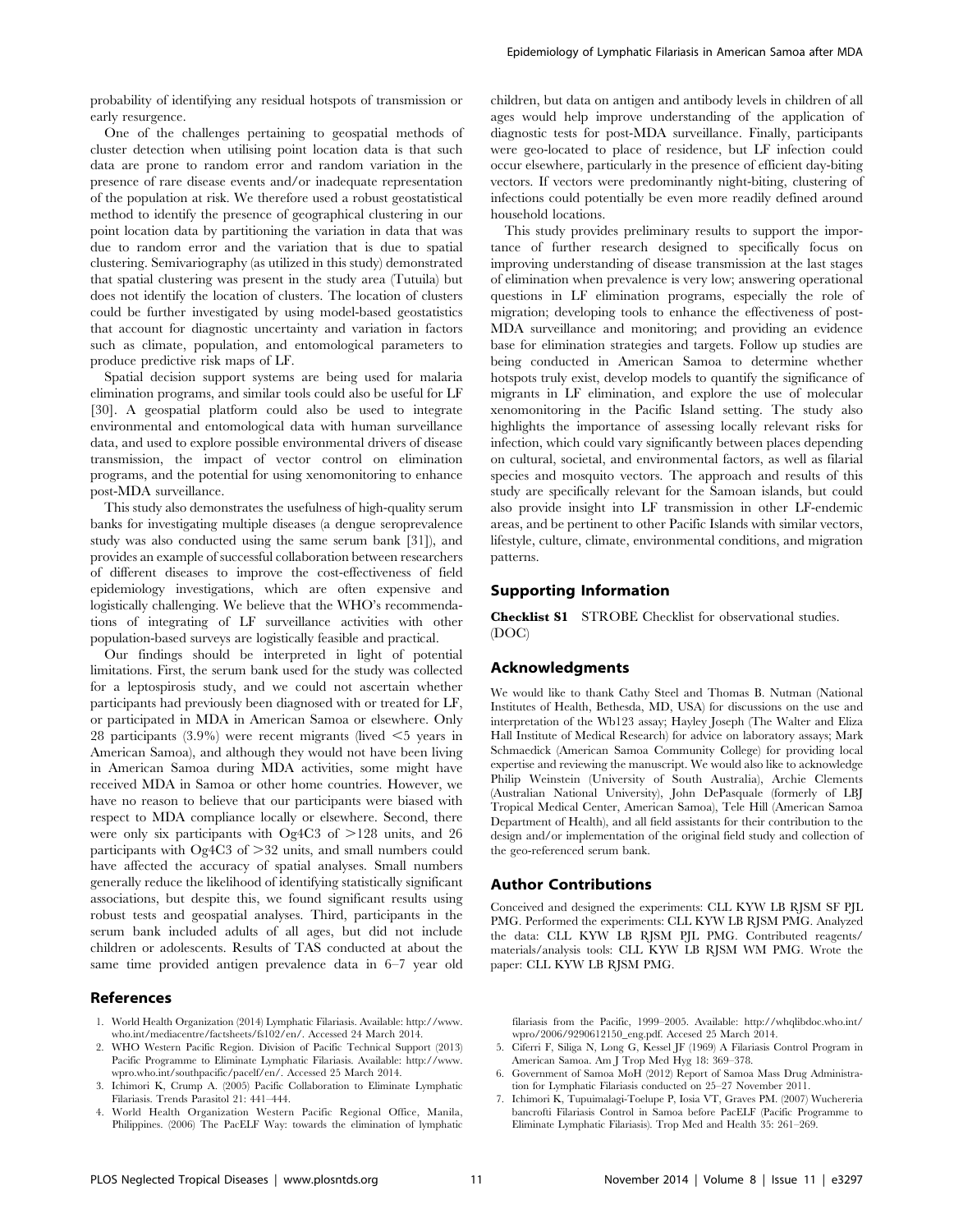probability of identifying any residual hotspots of transmission or early resurgence.

One of the challenges pertaining to geospatial methods of cluster detection when utilising point location data is that such data are prone to random error and random variation in the presence of rare disease events and/or inadequate representation of the population at risk. We therefore used a robust geostatistical method to identify the presence of geographical clustering in our point location data by partitioning the variation in data that was due to random error and the variation that is due to spatial clustering. Semivariography (as utilized in this study) demonstrated that spatial clustering was present in the study area (Tutuila) but does not identify the location of clusters. The location of clusters could be further investigated by using model-based geostatistics that account for diagnostic uncertainty and variation in factors such as climate, population, and entomological parameters to produce predictive risk maps of LF.

Spatial decision support systems are being used for malaria elimination programs, and similar tools could also be useful for LF [30]. A geospatial platform could also be used to integrate environmental and entomological data with human surveillance data, and used to explore possible environmental drivers of disease transmission, the impact of vector control on elimination programs, and the potential for using xenomonitoring to enhance post-MDA surveillance.

This study also demonstrates the usefulness of high-quality serum banks for investigating multiple diseases (a dengue seroprevalence study was also conducted using the same serum bank [31]), and provides an example of successful collaboration between researchers of different diseases to improve the cost-effectiveness of field epidemiology investigations, which are often expensive and logistically challenging. We believe that the WHO's recommendations of integrating of LF surveillance activities with other population-based surveys are logistically feasible and practical.

Our findings should be interpreted in light of potential limitations. First, the serum bank used for the study was collected for a leptospirosis study, and we could not ascertain whether participants had previously been diagnosed with or treated for LF, or participated in MDA in American Samoa or elsewhere. Only 28 participants (3.9%) were recent migrants (lived $<5$ years in American Samoa), and although they would not have been living in American Samoa during MDA activities, some might have received MDA in Samoa or other home countries. However, we have no reason to believe that our participants were biased with respect to MDA compliance locally or elsewhere. Second, there were only six participants with Og4C3 of $>128$ units, and 26 participants with Og4C3 of $>32$ units, and small numbers could have affected the accuracy of spatial analyses. Small numbers generally reduce the likelihood of identifying statistically significant associations, but despite this, we found significant results using robust tests and geospatial analyses. Third, participants in the serum bank included adults of all ages, but did not include children or adolescents. Results of TAS conducted at about the same time provided antigen prevalence data in 6–7 year old children, but data on antigen and antibody levels in children of all ages would help improve understanding of the application of diagnostic tests for post-MDA surveillance. Finally, participants were geo-located to place of residence, but LF infection could occur elsewhere, particularly in the presence of efficient day-biting vectors. If vectors were predominantly night-biting, clustering of infections could potentially be even more readily defined around household locations.

This study provides preliminary results to support the importance of further research designed to specifically focus on improving understanding of disease transmission at the last stages of elimination when prevalence is very low; answering operational questions in LF elimination programs, especially the role of migration; developing tools to enhance the effectiveness of post-MDA surveillance and monitoring; and providing an evidence base for elimination strategies and targets. Follow up studies are being conducted in American Samoa to determine whether hotspots truly exist, develop models to quantify the significance of migrants in LF elimination, and explore the use of molecular xenomonitoring in the Pacific Island setting. The study also highlights the importance of assessing locally relevant risks for infection, which could vary significantly between places depending on cultural, societal, and environmental factors, as well as filarial species and mosquito vectors. The approach and results of this study are specifically relevant for the Samoan islands, but could also provide insight into LF transmission in other LF-endemic areas, and be pertinent to other Pacific Islands with similar vectors, lifestyle, culture, climate, environmental conditions, and migration patterns.

## Supporting Information

**Checklist S1** STROBE Checklist for observational studies. (DOC)

## Acknowledgments

We would like to thank Cathy Steel and Thomas B. Nutman (National Institutes of Health, Bethesda, MD, USA) for discussions on the use and interpretation of the Wb123 assay; Hayley Joseph (The Walter and Eliza Hall Institute of Medical Research) for advice on laboratory assays; Mark Schmaedick (American Samoa Community College) for providing local expertise and reviewing the manuscript. We would also like to acknowledge Philip Weinstein (University of South Australia), Archie Clements (Australian National University), John DePasquale (formerly of LBJ Tropical Medical Center, American Samoa), Tele Hill (American Samoa Department of Health), and all field assistants for their contribution to the design and/or implementation of the original field study and collection of the geo-referenced serum bank.

## Author Contributions

Conceived and designed the experiments: CLL KYW LB RJSM SF PJL PMG. Performed the experiments: CLL KYW LB RJSM PMG. Analyzed the data: CLL KYW LB RJSM PJL PMG. Contributed reagents/materials/analysis tools: CLL KYW LB RJSM WM PMG. Wrote the paper: CLL KYW LB RJSM PMG.

## References

1. World Health Organization (2014) Lymphatic Filariasis. Available: http://www.who.int/mediacentre/factsheets/fs102/en/. Accessed 24 March 2014.
2. WHO Western Pacific Region. Division of Pacific Technical Support (2013) Pacific Programme to Eliminate Lymphatic Filariasis. Available: http://www.wpro.who.int/southpacific/pacelf/en/. Accessed 25 March 2014.
3. Ichimori K, Crump A. (2005) Pacific Collaboration to Eliminate Lymphatic Filariasis. Trends Parasitol 21: 441–444.
4. World Health Organization Western Pacific Regional Office, Manila, Philippines. (2006) The PacELF Way: towards the elimination of lymphatic filariasis from the Pacific, 1999–2005. Available: http://whqlibdoc.who.int/wpro/2006/9290612150_eng.pdf. Accesed 25 March 2014.
5. Ciferri F, Siliga N, Long G, Kessel JF (1969) A Filariasis Control Program in American Samoa. Am J Trop Med Hyg 18: 369–378.
6. Government of Samoa MoH (2012) Report of Samoa Mass Drug Administration for Lymphatic Filariasis conducted on 25–27 November 2011.
7. Ichimori K, Tupuimalagi-Toelupe P, Iosia VT, Graves PM. (2007) Wuchereria bancrofti Filariasis Control in Samoa before PacELF (Pacific Programme to Eliminate Lymphatic Filariasis). Trop Med and Health 35: 261–269.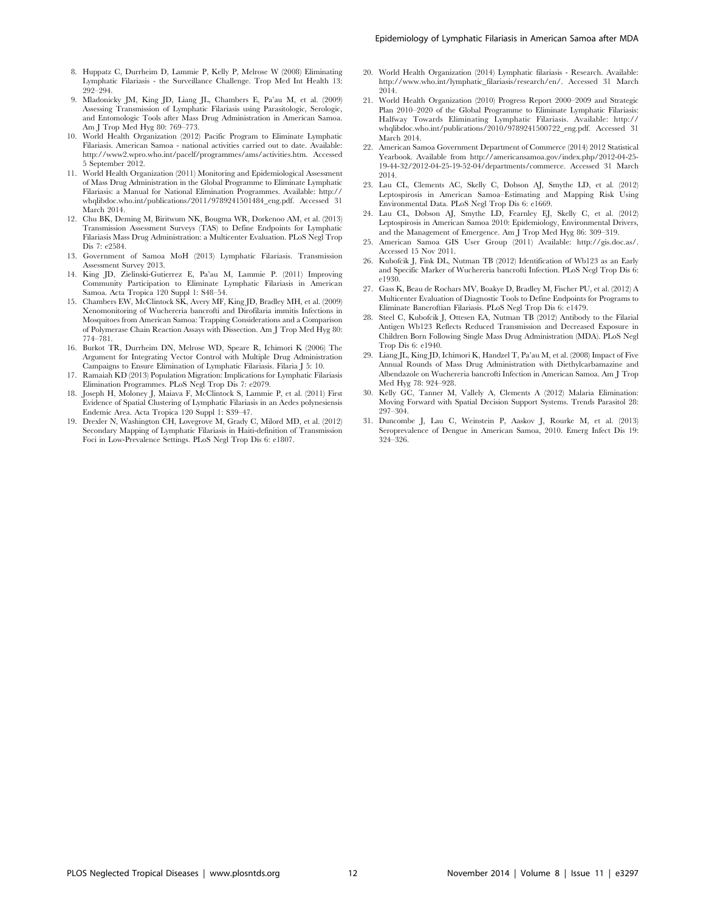8. Huppatz C, Durrheim D, Lammie P, Kelly P, Melrose W (2008) Eliminating Lymphatic Filariasis - the Surveillance Challenge. Trop Med Int Health 13: 292–294.
9. Mladonicky JM, King JD, Liang JL, Chambers E, Pa'au M, et al. (2009) Assessing Transmission of Lymphatic Filariasis using Parasitologic, Serologic, and Entomologic Tools after Mass Drug Administration in American Samoa. Am J Trop Med Hyg 80: 769–773.
10. World Health Organization (2012) Pacific Program to Eliminate Lymphatic Filariasis. American Samoa - national activities carried out to date. Available: http://www2.wpro.who.int/pacelf/programmes/ams/activities.htm. Accessed 5 September 2012.
11. World Health Organization (2011) Monitoring and Epidemiological Assessment of Mass Drug Administration in the Global Programme to Eliminate Lymphatic Filariasis: a Manual for National Elimination Programmes. Available: http://whqlibdoc.who.int/publications/2011/9789241501484_eng.pdf. Accessed 31 March 2014.
12. Chu BK, Deming M, Biritwum NK, Bougma WR, Dorkenoo AM, et al. (2013) Transmission Assessment Surveys (TAS) to Define Endpoints for Lymphatic Filariasis Mass Drug Administration: a Multicenter Evaluation. PLoS Negl Trop Dis 7: e2584.
13. Government of Samoa MoH (2013) Lymphatic Filariasis. Transmission Assessment Survey 2013.
14. King JD, Zielinski-Gutierrez E, Pa'au M, Lammie P. (2011) Improving Community Participation to Eliminate Lymphatic Filariasis in American Samoa. Acta Tropica 120 Suppl 1: S48–54.
15. Chambers EW, McClintock SK, Avery MF, King JD, Bradley MH, et al. (2009) Xenomonitoring of Wuchereria bancrofti and Dirofilaria immitis Infections in Mosquitoes from American Samoa: Trapping Considerations and a Comparison of Polymerase Chain Reaction Assays with Dissection. Am J Trop Med Hyg 80: 774–781.
16. Burkot TR, Durrheim DN, Melrose WD, Speare R, Ichimori K (2006) The Argument for Integrating Vector Control with Multiple Drug Administration Campaigns to Ensure Elimination of Lymphatic Filariasis. Filaria J 5: 10.
17. Ramaiah KD (2013) Population Migration: Implications for Lymphatic Filariasis Elimination Programmes. PLoS Negl Trop Dis 7: e2079.
18. Joseph H, Moloney J, Maiava F, McClintock S, Lammie P, et al. (2011) First Evidence of Spatial Clustering of Lymphatic Filariasis in an Aedes polynesiensis Endemic Area. Acta Tropica 120 Suppl 1: S39–47.
19. Drexler N, Washington CH, Lovegrove M, Grady C, Milord MD, et al. (2012) Secondary Mapping of Lymphatic Filariasis in Haiti-definition of Transmission Foci in Low-Prevalence Settings. PLoS Negl Trop Dis 6: e1807.
20. World Health Organization (2014) Lymphatic filariasis - Research. Available: http://www.who.int/lymphatic_filariasis/research/en/. Accessed 31 March 2014.
21. World Health Organization (2010) Progress Report 2000–2009 and Strategic Plan 2010–2020 of the Global Programme to Eliminate Lymphatic Filariasis: Halfway Towards Eliminating Lymphatic Filariasis. Available: http://whqlibdoc.who.int/publications/2010/9789241500722_eng.pdf. Accessed 31 March 2014.
22. American Samoa Government Department of Commerce (2014) 2012 Statistical Yearbook. Available from http://americansamoa.gov/index.php/2012-04-25-19-44-32/2012-04-25-19-52-04/departments/commerce. Accessed 31 March 2014.
23. Lau CL, Clements AC, Skelly C, Dobson AJ, Smythe LD, et al. (2012) Leptospirosis in American Samoa–Estimating and Mapping Risk Using Environmental Data. PLoS Negl Trop Dis 6: e1669.
24. Lau CL, Dobson AJ, Smythe LD, Fearnley EJ, Skelly C, et al. (2012) Leptospirosis in American Samoa 2010: Epidemiology, Environmental Drivers, and the Management of Emergence. Am J Trop Med Hyg 86: 309–319.
25. American Samoa GIS User Group (2011) Available: http://gis.doc.as/. Accessed 15 Nov 2011.
26. Kubofcik J, Fink DL, Nutman TB (2012) Identification of Wb123 as an Early and Specific Marker of Wuchereria bancrofti Infection. PLoS Negl Trop Dis 6: e1930.
27. Gass K, Beau de Rochars MV, Boakye D, Bradley M, Fischer PU, et al. (2012) A Multicenter Evaluation of Diagnostic Tools to Define Endpoints for Programs to Eliminate Bancroftian Filariasis. PLoS Negl Trop Dis 6: e1479.
28. Steel C, Kubofcik J, Ottesen EA, Nutman TB (2012) Antibody to the Filarial Antigen Wb123 Reflects Reduced Transmission and Decreased Exposure in Children Born Following Single Mass Drug Administration (MDA). PLoS Negl Trop Dis 6: e1940.
29. Liang JL, King JD, Ichimori K, Handzel T, Pa'au M, et al. (2008) Impact of Five Annual Rounds of Mass Drug Administration with Diethylcarbamazine and Albendazole on Wuchereria bancrofti Infection in American Samoa. Am J Trop Med Hyg 78: 924–928.
30. Kelly GC, Tanner M, Vallely A, Clements A (2012) Malaria Elimination: Moving Forward with Spatial Decision Support Systems. Trends Parasitol 28: 297–304.
31. Duncombe J, Lau C, Weinstein P, Aaskov J, Rourke M, et al. (2013) Seroprevalence of Dengue in American Samoa, 2010. Emerg Infect Dis 19: 324–326.